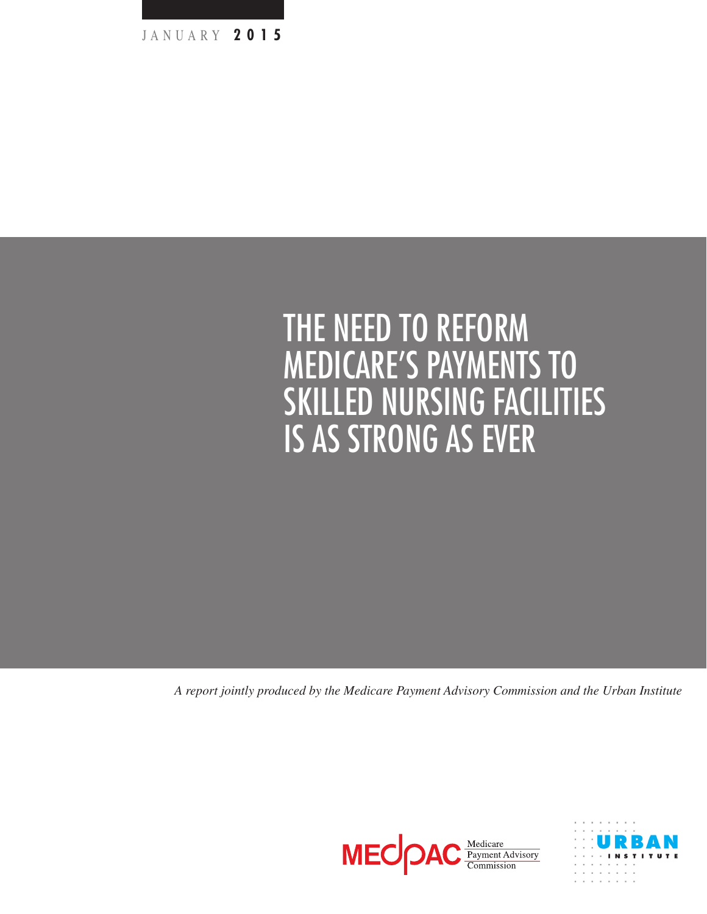JANUARY **2015**

# THE NEED TO REFORM MEDICARE'S PAYMENTS TO SKILLED NURSING FACILITIES IS AS STRONG AS EVER

*A report jointly produced by the Medicare Payment Advisory Commission and the Urban Institute*

MEDPAC Medicare Payment Advisory Commission

URBAN INSTITUTE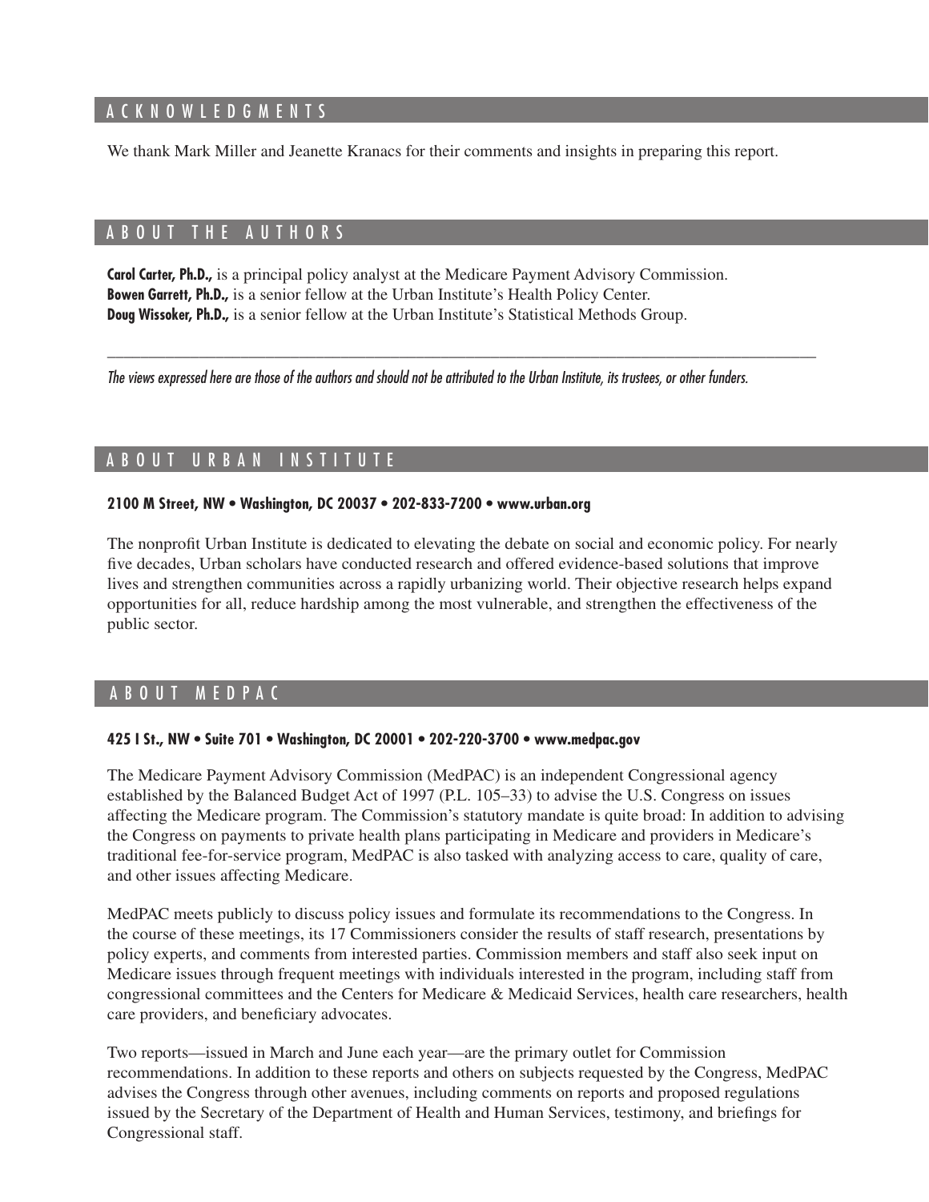## ACKNOWLEDGMENTS

We thank Mark Miller and Jeanette Kranacs for their comments and insights in preparing this report.

## ABOUT THE AUTHORS

**Carol Carter, Ph.D.,** is a principal policy analyst at the Medicare Payment Advisory Commission.
**Bowen Garrett, Ph.D.,** is a senior fellow at the Urban Institute's Health Policy Center.
**Doug Wissoker, Ph.D.,** is a senior fellow at the Urban Institute's Statistical Methods Group.

---

*The views expressed here are those of the authors and should not be attributed to the Urban Institute, its trustees, or other funders.*

## ABOUT URBAN INSTITUTE

**2100 M Street, NW • Washington, DC 20037 • 202-833-7200 • www.urban.org**

The nonprofit Urban Institute is dedicated to elevating the debate on social and economic policy. For nearly five decades, Urban scholars have conducted research and offered evidence-based solutions that improve lives and strengthen communities across a rapidly urbanizing world. Their objective research helps expand opportunities for all, reduce hardship among the most vulnerable, and strengthen the effectiveness of the public sector.

## ABOUT MEDPAC

**425 I St., NW • Suite 701 • Washington, DC 20001 • 202-220-3700 • www.medpac.gov**

The Medicare Payment Advisory Commission (MedPAC) is an independent Congressional agency established by the Balanced Budget Act of 1997 (P.L. 105–33) to advise the U.S. Congress on issues affecting the Medicare program. The Commission's statutory mandate is quite broad: In addition to advising the Congress on payments to private health plans participating in Medicare and providers in Medicare's traditional fee-for-service program, MedPAC is also tasked with analyzing access to care, quality of care, and other issues affecting Medicare.

MedPAC meets publicly to discuss policy issues and formulate its recommendations to the Congress. In the course of these meetings, its 17 Commissioners consider the results of staff research, presentations by policy experts, and comments from interested parties. Commission members and staff also seek input on Medicare issues through frequent meetings with individuals interested in the program, including staff from congressional committees and the Centers for Medicare & Medicaid Services, health care researchers, health care providers, and beneficiary advocates.

Two reports—issued in March and June each year—are the primary outlet for Commission recommendations. In addition to these reports and others on subjects requested by the Congress, MedPAC advises the Congress through other avenues, including comments on reports and proposed regulations issued by the Secretary of the Department of Health and Human Services, testimony, and briefings for Congressional staff.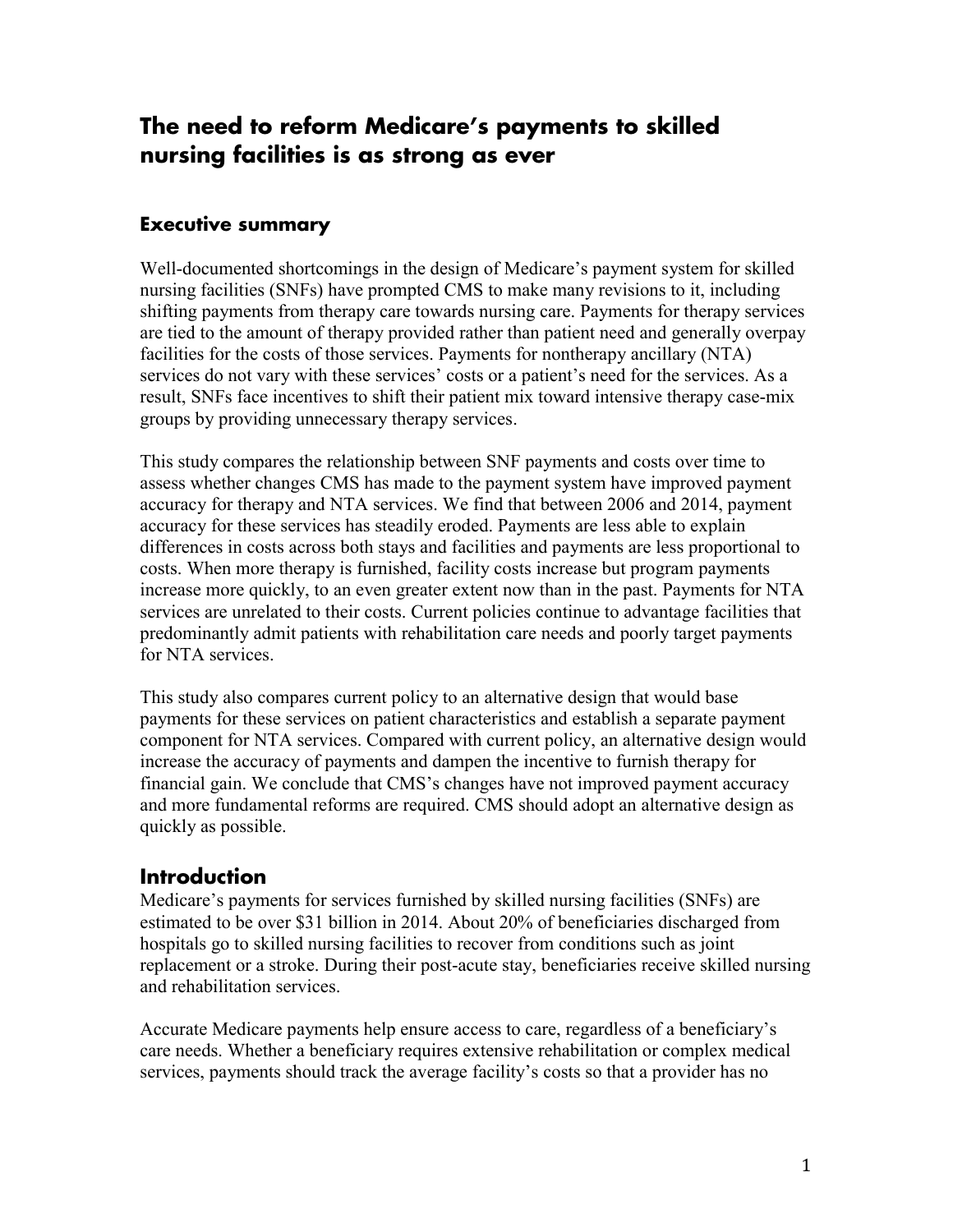# The need to reform Medicare's payments to skilled nursing facilities is as strong as ever

## Executive summary

Well-documented shortcomings in the design of Medicare's payment system for skilled nursing facilities (SNFs) have prompted CMS to make many revisions to it, including shifting payments from therapy care towards nursing care. Payments for therapy services are tied to the amount of therapy provided rather than patient need and generally overpay facilities for the costs of those services. Payments for nontherapy ancillary (NTA) services do not vary with these services' costs or a patient's need for the services. As a result, SNFs face incentives to shift their patient mix toward intensive therapy case-mix groups by providing unnecessary therapy services.

This study compares the relationship between SNF payments and costs over time to assess whether changes CMS has made to the payment system have improved payment accuracy for therapy and NTA services. We find that between 2006 and 2014, payment accuracy for these services has steadily eroded. Payments are less able to explain differences in costs across both stays and facilities and payments are less proportional to costs. When more therapy is furnished, facility costs increase but program payments increase more quickly, to an even greater extent now than in the past. Payments for NTA services are unrelated to their costs. Current policies continue to advantage facilities that predominantly admit patients with rehabilitation care needs and poorly target payments for NTA services.

This study also compares current policy to an alternative design that would base payments for these services on patient characteristics and establish a separate payment component for NTA services. Compared with current policy, an alternative design would increase the accuracy of payments and dampen the incentive to furnish therapy for financial gain. We conclude that CMS's changes have not improved payment accuracy and more fundamental reforms are required. CMS should adopt an alternative design as quickly as possible.

## Introduction

Medicare's payments for services furnished by skilled nursing facilities (SNFs) are estimated to be over $31 billion in 2014. About 20% of beneficiaries discharged from hospitals go to skilled nursing facilities to recover from conditions such as joint replacement or a stroke. During their post-acute stay, beneficiaries receive skilled nursing and rehabilitation services.

Accurate Medicare payments help ensure access to care, regardless of a beneficiary's care needs. Whether a beneficiary requires extensive rehabilitation or complex medical services, payments should track the average facility's costs so that a provider has no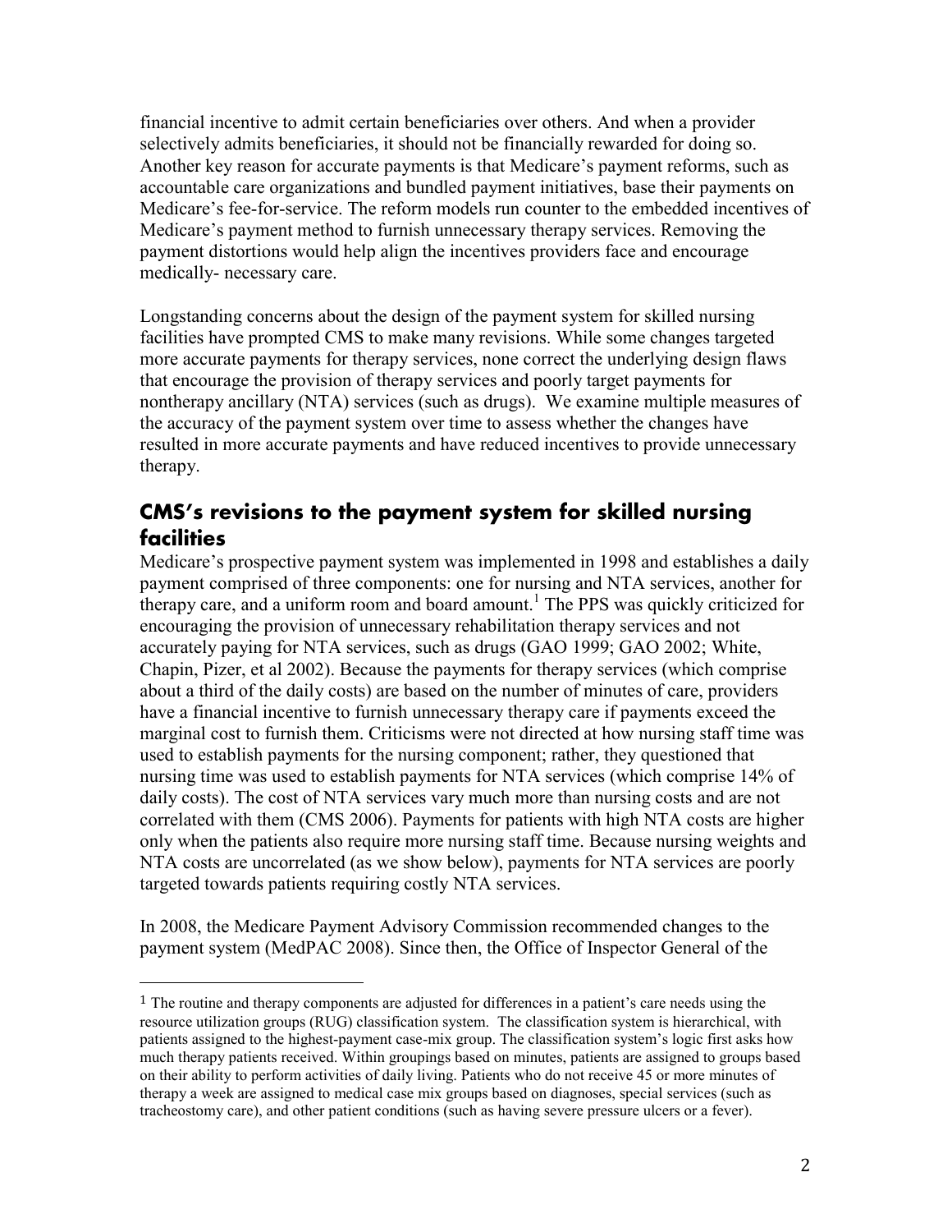financial incentive to admit certain beneficiaries over others. And when a provider selectively admits beneficiaries, it should not be financially rewarded for doing so. Another key reason for accurate payments is that Medicare's payment reforms, such as accountable care organizations and bundled payment initiatives, base their payments on Medicare's fee-for-service. The reform models run counter to the embedded incentives of Medicare's payment method to furnish unnecessary therapy services. Removing the payment distortions would help align the incentives providers face and encourage medically- necessary care.

Longstanding concerns about the design of the payment system for skilled nursing facilities have prompted CMS to make many revisions. While some changes targeted more accurate payments for therapy services, none correct the underlying design flaws that encourage the provision of therapy services and poorly target payments for nontherapy ancillary (NTA) services (such as drugs). We examine multiple measures of the accuracy of the payment system over time to assess whether the changes have resulted in more accurate payments and have reduced incentives to provide unnecessary therapy.

## CMS's revisions to the payment system for skilled nursing facilities

Medicare's prospective payment system was implemented in 1998 and establishes a daily payment comprised of three components: one for nursing and NTA services, another for therapy care, and a uniform room and board amount.[1] The PPS was quickly criticized for encouraging the provision of unnecessary rehabilitation therapy services and not accurately paying for NTA services, such as drugs (GAO 1999; GAO 2002; White, Chapin, Pizer, et al 2002). Because the payments for therapy services (which comprise about a third of the daily costs) are based on the number of minutes of care, providers have a financial incentive to furnish unnecessary therapy care if payments exceed the marginal cost to furnish them. Criticisms were not directed at how nursing staff time was used to establish payments for the nursing component; rather, they questioned that nursing time was used to establish payments for NTA services (which comprise 14% of daily costs). The cost of NTA services vary much more than nursing costs and are not correlated with them (CMS 2006). Payments for patients with high NTA costs are higher only when the patients also require more nursing staff time. Because nursing weights and NTA costs are uncorrelated (as we show below), payments for NTA services are poorly targeted towards patients requiring costly NTA services.

In 2008, the Medicare Payment Advisory Commission recommended changes to the payment system (MedPAC 2008). Since then, the Office of Inspector General of the

[1] The routine and therapy components are adjusted for differences in a patient's care needs using the resource utilization groups (RUG) classification system. The classification system is hierarchical, with patients assigned to the highest-payment case-mix group. The classification system's logic first asks how much therapy patients received. Within groupings based on minutes, patients are assigned to groups based on their ability to perform activities of daily living. Patients who do not receive 45 or more minutes of therapy a week are assigned to medical case mix groups based on diagnoses, special services (such as tracheostomy care), and other patient conditions (such as having severe pressure ulcers or a fever).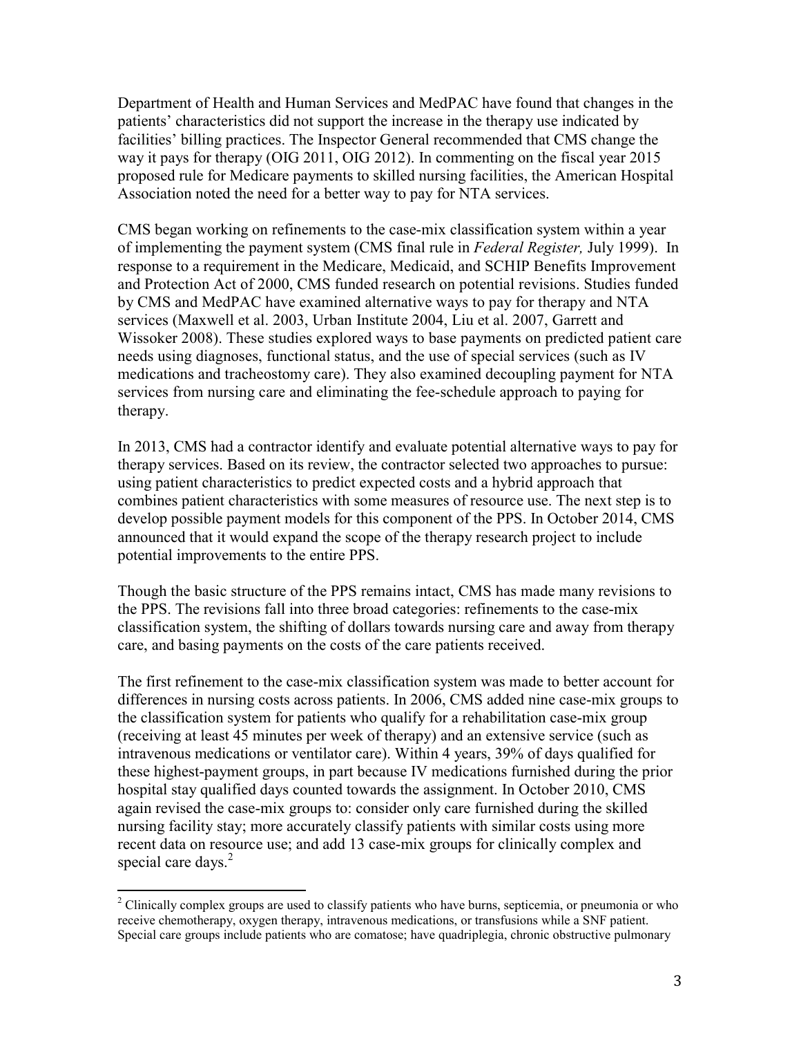Department of Health and Human Services and MedPAC have found that changes in the patients' characteristics did not support the increase in the therapy use indicated by facilities' billing practices. The Inspector General recommended that CMS change the way it pays for therapy (OIG 2011, OIG 2012). In commenting on the fiscal year 2015 proposed rule for Medicare payments to skilled nursing facilities, the American Hospital Association noted the need for a better way to pay for NTA services.

CMS began working on refinements to the case-mix classification system within a year of implementing the payment system (CMS final rule in *Federal Register,* July 1999). In response to a requirement in the Medicare, Medicaid, and SCHIP Benefits Improvement and Protection Act of 2000, CMS funded research on potential revisions. Studies funded by CMS and MedPAC have examined alternative ways to pay for therapy and NTA services (Maxwell et al. 2003, Urban Institute 2004, Liu et al. 2007, Garrett and Wissoker 2008). These studies explored ways to base payments on predicted patient care needs using diagnoses, functional status, and the use of special services (such as IV medications and tracheostomy care). They also examined decoupling payment for NTA services from nursing care and eliminating the fee-schedule approach to paying for therapy.

In 2013, CMS had a contractor identify and evaluate potential alternative ways to pay for therapy services. Based on its review, the contractor selected two approaches to pursue: using patient characteristics to predict expected costs and a hybrid approach that combines patient characteristics with some measures of resource use. The next step is to develop possible payment models for this component of the PPS. In October 2014, CMS announced that it would expand the scope of the therapy research project to include potential improvements to the entire PPS.

Though the basic structure of the PPS remains intact, CMS has made many revisions to the PPS. The revisions fall into three broad categories: refinements to the case-mix classification system, the shifting of dollars towards nursing care and away from therapy care, and basing payments on the costs of the care patients received.

The first refinement to the case-mix classification system was made to better account for differences in nursing costs across patients. In 2006, CMS added nine case-mix groups to the classification system for patients who qualify for a rehabilitation case-mix group (receiving at least 45 minutes per week of therapy) and an extensive service (such as intravenous medications or ventilator care). Within 4 years, 39% of days qualified for these highest-payment groups, in part because IV medications furnished during the prior hospital stay qualified days counted towards the assignment. In October 2010, CMS again revised the case-mix groups to: consider only care furnished during the skilled nursing facility stay; more accurately classify patients with similar costs using more recent data on resource use; and add 13 case-mix groups for clinically complex and special care days.[2]

---

[2] Clinically complex groups are used to classify patients who have burns, septicemia, or pneumonia or who receive chemotherapy, oxygen therapy, intravenous medications, or transfusions while a SNF patient. Special care groups include patients who are comatose; have quadriplegia, chronic obstructive pulmonary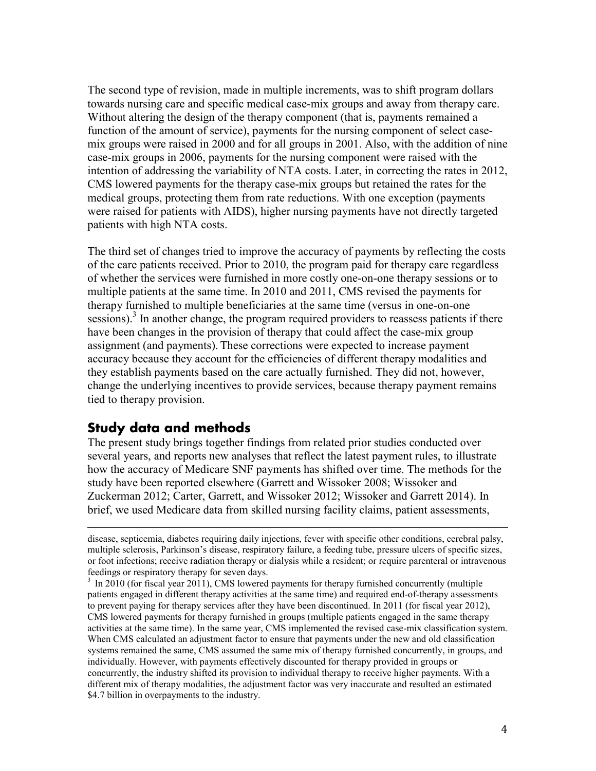The second type of revision, made in multiple increments, was to shift program dollars towards nursing care and specific medical case-mix groups and away from therapy care. Without altering the design of the therapy component (that is, payments remained a function of the amount of service), payments for the nursing component of select case-mix groups were raised in 2000 and for all groups in 2001. Also, with the addition of nine case-mix groups in 2006, payments for the nursing component were raised with the intention of addressing the variability of NTA costs. Later, in correcting the rates in 2012, CMS lowered payments for the therapy case-mix groups but retained the rates for the medical groups, protecting them from rate reductions. With one exception (payments were raised for patients with AIDS), higher nursing payments have not directly targeted patients with high NTA costs.

The third set of changes tried to improve the accuracy of payments by reflecting the costs of the care patients received. Prior to 2010, the program paid for therapy care regardless of whether the services were furnished in more costly one-on-one therapy sessions or to multiple patients at the same time. In 2010 and 2011, CMS revised the payments for therapy furnished to multiple beneficiaries at the same time (versus in one-on-one sessions).[3] In another change, the program required providers to reassess patients if there have been changes in the provision of therapy that could affect the case-mix group assignment (and payments). These corrections were expected to increase payment accuracy because they account for the efficiencies of different therapy modalities and they establish payments based on the care actually furnished. They did not, however, change the underlying incentives to provide services, because therapy payment remains tied to therapy provision.

## Study data and methods

The present study brings together findings from related prior studies conducted over several years, and reports new analyses that reflect the latest payment rules, to illustrate how the accuracy of Medicare SNF payments has shifted over time. The methods for the study have been reported elsewhere (Garrett and Wissoker 2008; Wissoker and Zuckerman 2012; Carter, Garrett, and Wissoker 2012; Wissoker and Garrett 2014). In brief, we used Medicare data from skilled nursing facility claims, patient assessments,

---

disease, septicemia, diabetes requiring daily injections, fever with specific other conditions, cerebral palsy, multiple sclerosis, Parkinson's disease, respiratory failure, a feeding tube, pressure ulcers of specific sizes, or foot infections; receive radiation therapy or dialysis while a resident; or require parenteral or intravenous feedings or respiratory therapy for seven days.

[3] In 2010 (for fiscal year 2011), CMS lowered payments for therapy furnished concurrently (multiple patients engaged in different therapy activities at the same time) and required end-of-therapy assessments to prevent paying for therapy services after they have been discontinued. In 2011 (for fiscal year 2012), CMS lowered payments for therapy furnished in groups (multiple patients engaged in the same therapy activities at the same time). In the same year, CMS implemented the revised case-mix classification system. When CMS calculated an adjustment factor to ensure that payments under the new and old classification systems remained the same, CMS assumed the same mix of therapy furnished concurrently, in groups, and individually. However, with payments effectively discounted for therapy provided in groups or concurrently, the industry shifted its provision to individual therapy to receive higher payments. With a different mix of therapy modalities, the adjustment factor was very inaccurate and resulted an estimated $4.7 billion in overpayments to the industry.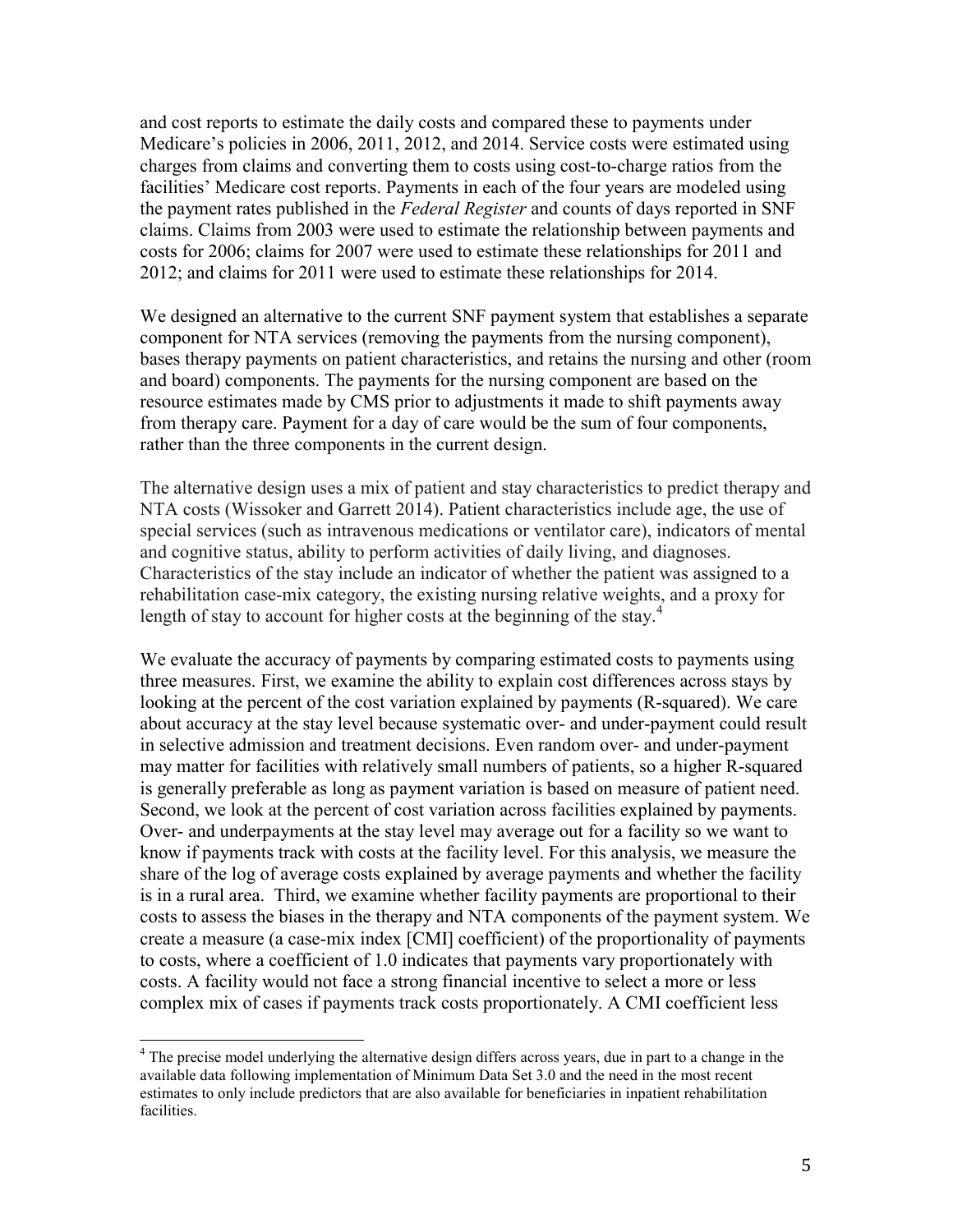and cost reports to estimate the daily costs and compared these to payments under Medicare's policies in 2006, 2011, 2012, and 2014. Service costs were estimated using charges from claims and converting them to costs using cost-to-charge ratios from the facilities' Medicare cost reports. Payments in each of the four years are modeled using the payment rates published in the *Federal Register* and counts of days reported in SNF claims. Claims from 2003 were used to estimate the relationship between payments and costs for 2006; claims for 2007 were used to estimate these relationships for 2011 and 2012; and claims for 2011 were used to estimate these relationships for 2014.

We designed an alternative to the current SNF payment system that establishes a separate component for NTA services (removing the payments from the nursing component), bases therapy payments on patient characteristics, and retains the nursing and other (room and board) components. The payments for the nursing component are based on the resource estimates made by CMS prior to adjustments it made to shift payments away from therapy care. Payment for a day of care would be the sum of four components, rather than the three components in the current design.

The alternative design uses a mix of patient and stay characteristics to predict therapy and NTA costs (Wissoker and Garrett 2014). Patient characteristics include age, the use of special services (such as intravenous medications or ventilator care), indicators of mental and cognitive status, ability to perform activities of daily living, and diagnoses. Characteristics of the stay include an indicator of whether the patient was assigned to a rehabilitation case-mix category, the existing nursing relative weights, and a proxy for length of stay to account for higher costs at the beginning of the stay.[4]

We evaluate the accuracy of payments by comparing estimated costs to payments using three measures. First, we examine the ability to explain cost differences across stays by looking at the percent of the cost variation explained by payments (R-squared). We care about accuracy at the stay level because systematic over- and under-payment could result in selective admission and treatment decisions. Even random over- and under-payment may matter for facilities with relatively small numbers of patients, so a higher R-squared is generally preferable as long as payment variation is based on measure of patient need. Second, we look at the percent of cost variation across facilities explained by payments. Over- and underpayments at the stay level may average out for a facility so we want to know if payments track with costs at the facility level. For this analysis, we measure the share of the log of average costs explained by average payments and whether the facility is in a rural area. Third, we examine whether facility payments are proportional to their costs to assess the biases in the therapy and NTA components of the payment system. We create a measure (a case-mix index [CMI] coefficient) of the proportionality of payments to costs, where a coefficient of 1.0 indicates that payments vary proportionately with costs. A facility would not face a strong financial incentive to select a more or less complex mix of cases if payments track costs proportionately. A CMI coefficient less

[4] The precise model underlying the alternative design differs across years, due in part to a change in the available data following implementation of Minimum Data Set 3.0 and the need in the most recent estimates to only include predictors that are also available for beneficiaries in inpatient rehabilitation facilities.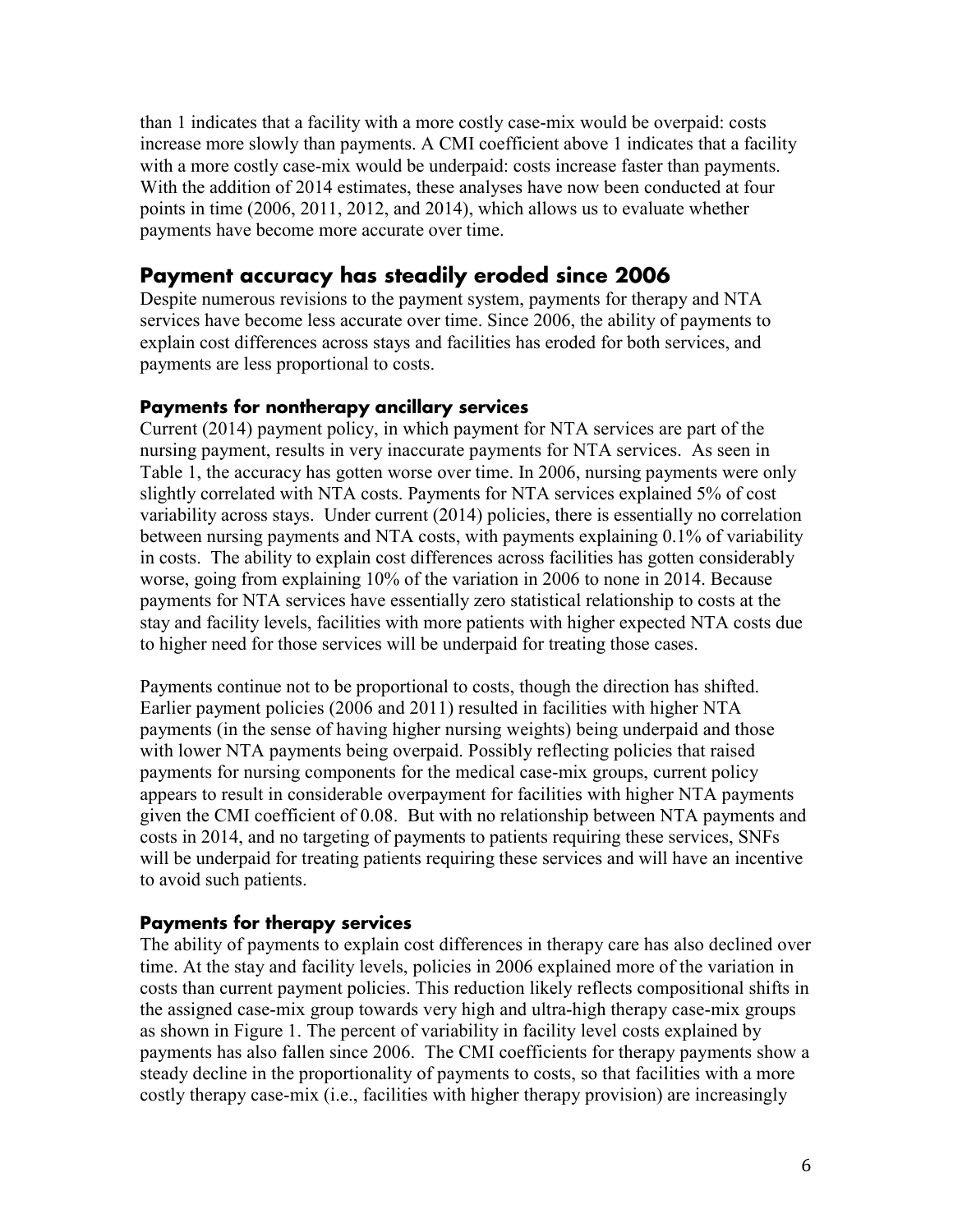than 1 indicates that a facility with a more costly case-mix would be overpaid: costs increase more slowly than payments. A CMI coefficient above 1 indicates that a facility with a more costly case-mix would be underpaid: costs increase faster than payments. With the addition of 2014 estimates, these analyses have now been conducted at four points in time (2006, 2011, 2012, and 2014), which allows us to evaluate whether payments have become more accurate over time.

## Payment accuracy has steadily eroded since 2006

Despite numerous revisions to the payment system, payments for therapy and NTA services have become less accurate over time. Since 2006, the ability of payments to explain cost differences across stays and facilities has eroded for both services, and payments are less proportional to costs.

### Payments for nontherapy ancillary services

Current (2014) payment policy, in which payment for NTA services are part of the nursing payment, results in very inaccurate payments for NTA services. As seen in Table 1, the accuracy has gotten worse over time. In 2006, nursing payments were only slightly correlated with NTA costs. Payments for NTA services explained 5% of cost variability across stays. Under current (2014) policies, there is essentially no correlation between nursing payments and NTA costs, with payments explaining 0.1% of variability in costs. The ability to explain cost differences across facilities has gotten considerably worse, going from explaining 10% of the variation in 2006 to none in 2014. Because payments for NTA services have essentially zero statistical relationship to costs at the stay and facility levels, facilities with more patients with higher expected NTA costs due to higher need for those services will be underpaid for treating those cases.

Payments continue not to be proportional to costs, though the direction has shifted. Earlier payment policies (2006 and 2011) resulted in facilities with higher NTA payments (in the sense of having higher nursing weights) being underpaid and those with lower NTA payments being overpaid. Possibly reflecting policies that raised payments for nursing components for the medical case-mix groups, current policy appears to result in considerable overpayment for facilities with higher NTA payments given the CMI coefficient of 0.08. But with no relationship between NTA payments and costs in 2014, and no targeting of payments to patients requiring these services, SNFs will be underpaid for treating patients requiring these services and will have an incentive to avoid such patients.

### Payments for therapy services

The ability of payments to explain cost differences in therapy care has also declined over time. At the stay and facility levels, policies in 2006 explained more of the variation in costs than current payment policies. This reduction likely reflects compositional shifts in the assigned case-mix group towards very high and ultra-high therapy case-mix groups as shown in Figure 1. The percent of variability in facility level costs explained by payments has also fallen since 2006. The CMI coefficients for therapy payments show a steady decline in the proportionality of payments to costs, so that facilities with a more costly therapy case-mix (i.e., facilities with higher therapy provision) are increasingly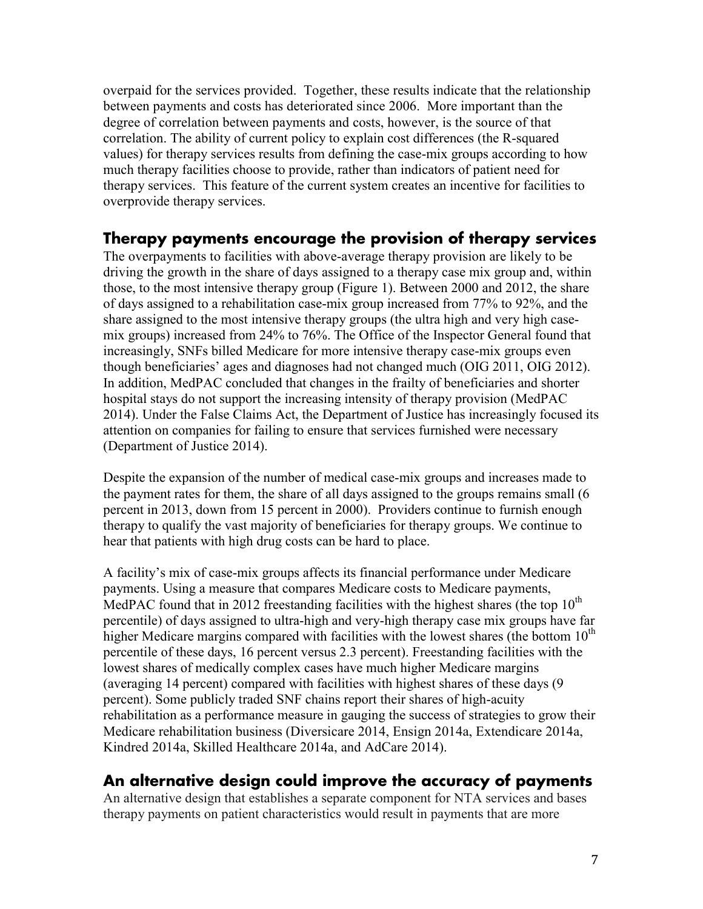overpaid for the services provided. Together, these results indicate that the relationship between payments and costs has deteriorated since 2006. More important than the degree of correlation between payments and costs, however, is the source of that correlation. The ability of current policy to explain cost differences (the R-squared values) for therapy services results from defining the case-mix groups according to how much therapy facilities choose to provide, rather than indicators of patient need for therapy services. This feature of the current system creates an incentive for facilities to overprovide therapy services.

## Therapy payments encourage the provision of therapy services

The overpayments to facilities with above-average therapy provision are likely to be driving the growth in the share of days assigned to a therapy case mix group and, within those, to the most intensive therapy group (Figure 1). Between 2000 and 2012, the share of days assigned to a rehabilitation case-mix group increased from 77% to 92%, and the share assigned to the most intensive therapy groups (the ultra high and very high case-mix groups) increased from 24% to 76%. The Office of the Inspector General found that increasingly, SNFs billed Medicare for more intensive therapy case-mix groups even though beneficiaries' ages and diagnoses had not changed much (OIG 2011, OIG 2012). In addition, MedPAC concluded that changes in the frailty of beneficiaries and shorter hospital stays do not support the increasing intensity of therapy provision (MedPAC 2014). Under the False Claims Act, the Department of Justice has increasingly focused its attention on companies for failing to ensure that services furnished were necessary (Department of Justice 2014).

Despite the expansion of the number of medical case-mix groups and increases made to the payment rates for them, the share of all days assigned to the groups remains small (6 percent in 2013, down from 15 percent in 2000). Providers continue to furnish enough therapy to qualify the vast majority of beneficiaries for therapy groups. We continue to hear that patients with high drug costs can be hard to place.

A facility's mix of case-mix groups affects its financial performance under Medicare payments. Using a measure that compares Medicare costs to Medicare payments, MedPAC found that in 2012 freestanding facilities with the highest shares (the top 10th percentile) of days assigned to ultra-high and very-high therapy case mix groups have far higher Medicare margins compared with facilities with the lowest shares (the bottom 10th percentile of these days, 16 percent versus 2.3 percent). Freestanding facilities with the lowest shares of medically complex cases have much higher Medicare margins (averaging 14 percent) compared with facilities with highest shares of these days (9 percent). Some publicly traded SNF chains report their shares of high-acuity rehabilitation as a performance measure in gauging the success of strategies to grow their Medicare rehabilitation business (Diversicare 2014, Ensign 2014a, Extendicare 2014a, Kindred 2014a, Skilled Healthcare 2014a, and AdCare 2014).

## An alternative design could improve the accuracy of payments

An alternative design that establishes a separate component for NTA services and bases therapy payments on patient characteristics would result in payments that are more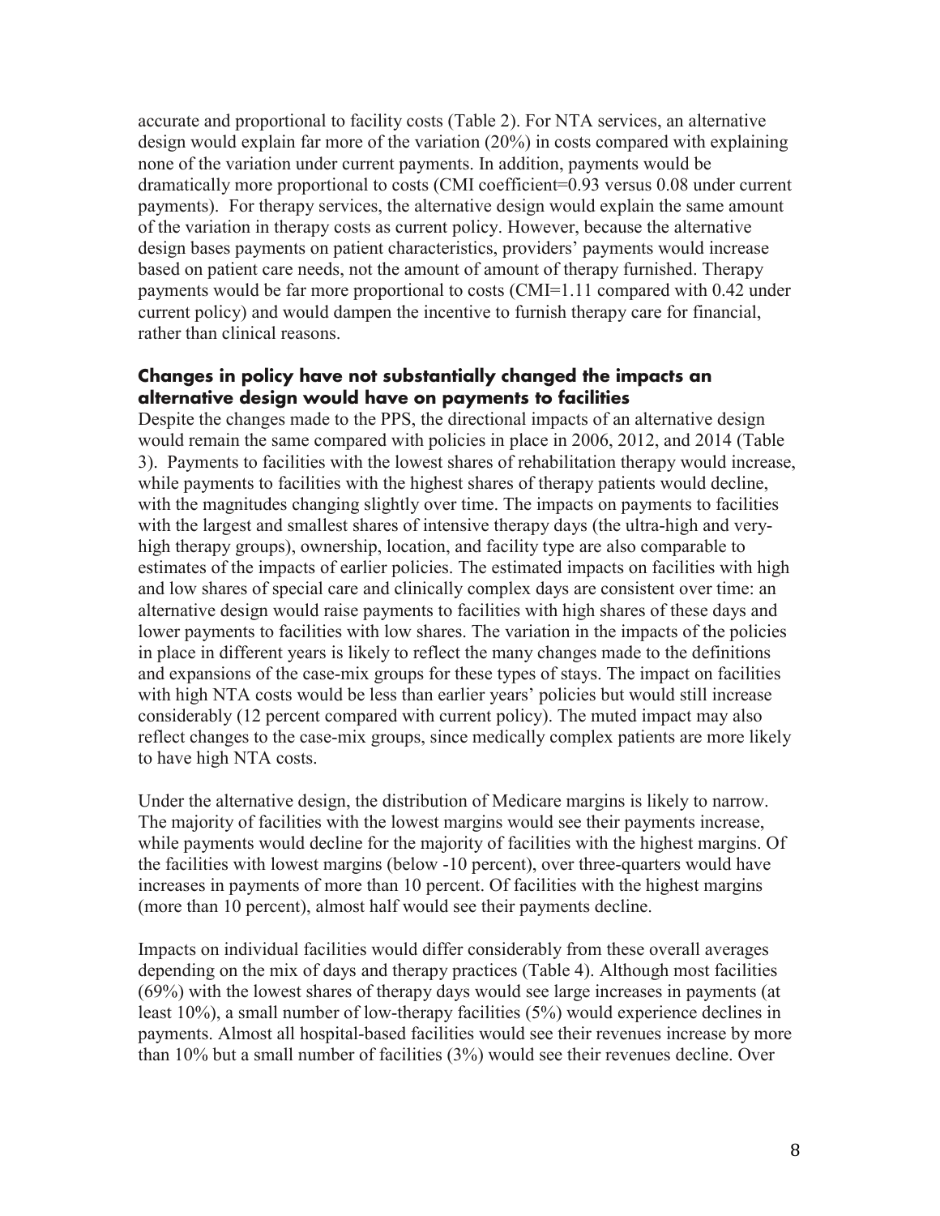accurate and proportional to facility costs (Table 2). For NTA services, an alternative design would explain far more of the variation (20%) in costs compared with explaining none of the variation under current payments. In addition, payments would be dramatically more proportional to costs (CMI coefficient=0.93 versus 0.08 under current payments). For therapy services, the alternative design would explain the same amount of the variation in therapy costs as current policy. However, because the alternative design bases payments on patient characteristics, providers' payments would increase based on patient care needs, not the amount of amount of therapy furnished. Therapy payments would be far more proportional to costs (CMI=1.11 compared with 0.42 under current policy) and would dampen the incentive to furnish therapy care for financial, rather than clinical reasons.

### Changes in policy have not substantially changed the impacts an alternative design would have on payments to facilities

Despite the changes made to the PPS, the directional impacts of an alternative design would remain the same compared with policies in place in 2006, 2012, and 2014 (Table 3). Payments to facilities with the lowest shares of rehabilitation therapy would increase, while payments to facilities with the highest shares of therapy patients would decline, with the magnitudes changing slightly over time. The impacts on payments to facilities with the largest and smallest shares of intensive therapy days (the ultra-high and very-high therapy groups), ownership, location, and facility type are also comparable to estimates of the impacts of earlier policies. The estimated impacts on facilities with high and low shares of special care and clinically complex days are consistent over time: an alternative design would raise payments to facilities with high shares of these days and lower payments to facilities with low shares. The variation in the impacts of the policies in place in different years is likely to reflect the many changes made to the definitions and expansions of the case-mix groups for these types of stays. The impact on facilities with high NTA costs would be less than earlier years' policies but would still increase considerably (12 percent compared with current policy). The muted impact may also reflect changes to the case-mix groups, since medically complex patients are more likely to have high NTA costs.

Under the alternative design, the distribution of Medicare margins is likely to narrow. The majority of facilities with the lowest margins would see their payments increase, while payments would decline for the majority of facilities with the highest margins. Of the facilities with lowest margins (below -10 percent), over three-quarters would have increases in payments of more than 10 percent. Of facilities with the highest margins (more than 10 percent), almost half would see their payments decline.

Impacts on individual facilities would differ considerably from these overall averages depending on the mix of days and therapy practices (Table 4). Although most facilities (69%) with the lowest shares of therapy days would see large increases in payments (at least 10%), a small number of low-therapy facilities (5%) would experience declines in payments. Almost all hospital-based facilities would see their revenues increase by more than 10% but a small number of facilities (3%) would see their revenues decline. Over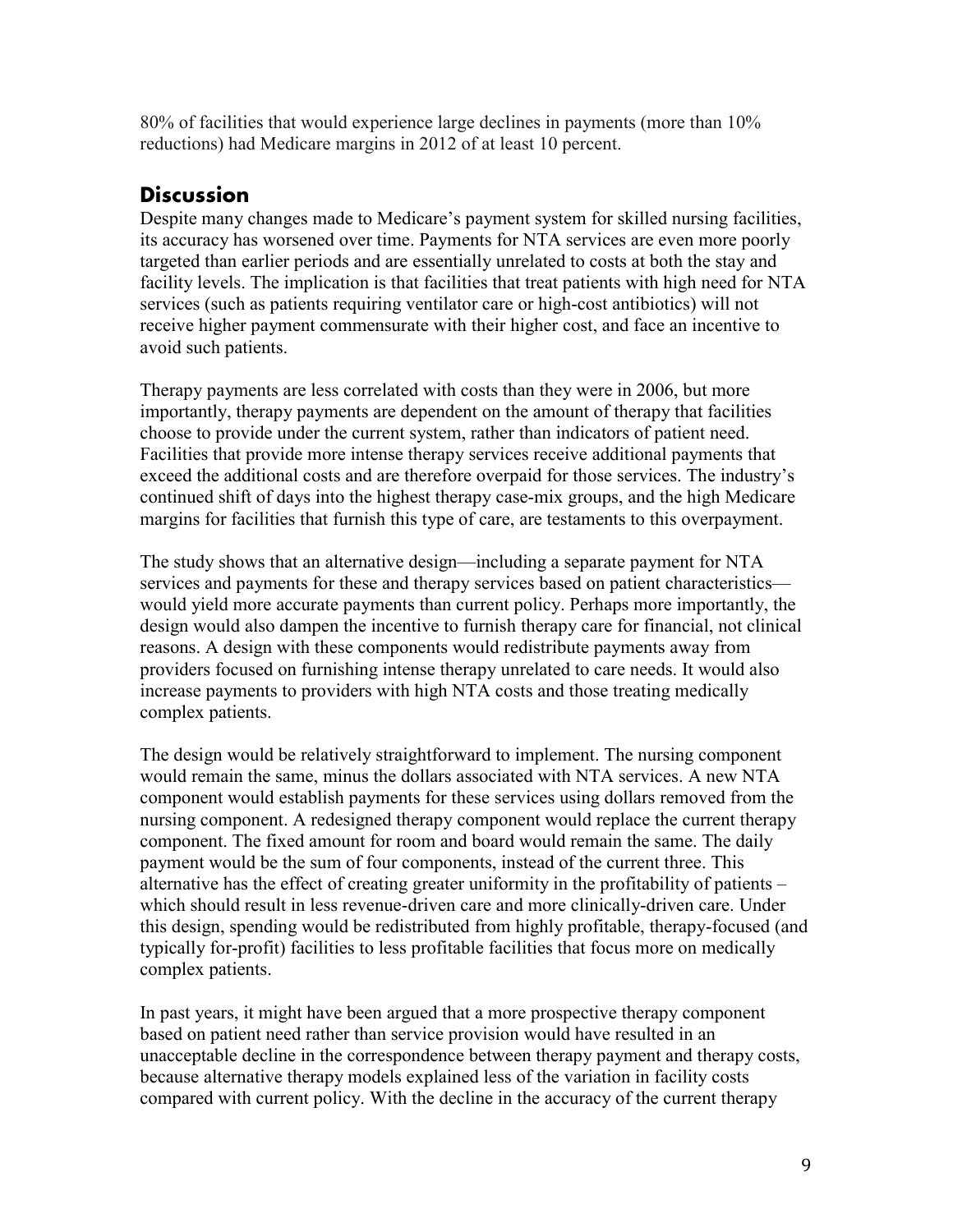80% of facilities that would experience large declines in payments (more than 10% reductions) had Medicare margins in 2012 of at least 10 percent.

## Discussion

Despite many changes made to Medicare's payment system for skilled nursing facilities, its accuracy has worsened over time. Payments for NTA services are even more poorly targeted than earlier periods and are essentially unrelated to costs at both the stay and facility levels. The implication is that facilities that treat patients with high need for NTA services (such as patients requiring ventilator care or high-cost antibiotics) will not receive higher payment commensurate with their higher cost, and face an incentive to avoid such patients.

Therapy payments are less correlated with costs than they were in 2006, but more importantly, therapy payments are dependent on the amount of therapy that facilities choose to provide under the current system, rather than indicators of patient need. Facilities that provide more intense therapy services receive additional payments that exceed the additional costs and are therefore overpaid for those services. The industry's continued shift of days into the highest therapy case-mix groups, and the high Medicare margins for facilities that furnish this type of care, are testaments to this overpayment.

The study shows that an alternative design—including a separate payment for NTA services and payments for these and therapy services based on patient characteristics—would yield more accurate payments than current policy. Perhaps more importantly, the design would also dampen the incentive to furnish therapy care for financial, not clinical reasons. A design with these components would redistribute payments away from providers focused on furnishing intense therapy unrelated to care needs. It would also increase payments to providers with high NTA costs and those treating medically complex patients.

The design would be relatively straightforward to implement. The nursing component would remain the same, minus the dollars associated with NTA services. A new NTA component would establish payments for these services using dollars removed from the nursing component. A redesigned therapy component would replace the current therapy component. The fixed amount for room and board would remain the same. The daily payment would be the sum of four components, instead of the current three. This alternative has the effect of creating greater uniformity in the profitability of patients – which should result in less revenue-driven care and more clinically-driven care. Under this design, spending would be redistributed from highly profitable, therapy-focused (and typically for-profit) facilities to less profitable facilities that focus more on medically complex patients.

In past years, it might have been argued that a more prospective therapy component based on patient need rather than service provision would have resulted in an unacceptable decline in the correspondence between therapy payment and therapy costs, because alternative therapy models explained less of the variation in facility costs compared with current policy. With the decline in the accuracy of the current therapy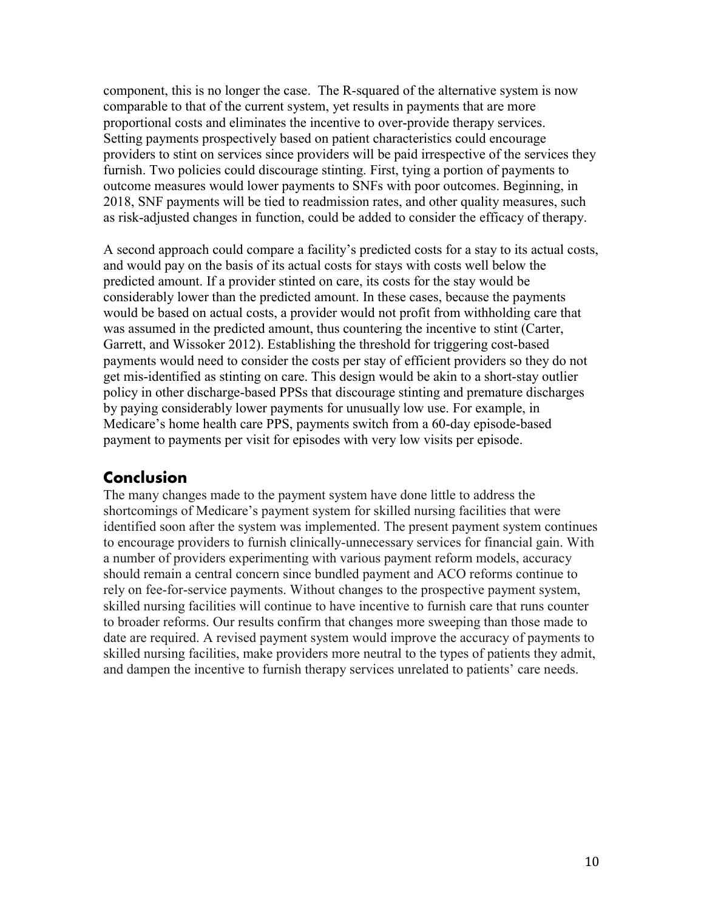component, this is no longer the case. The R-squared of the alternative system is now comparable to that of the current system, yet results in payments that are more proportional costs and eliminates the incentive to over-provide therapy services. Setting payments prospectively based on patient characteristics could encourage providers to stint on services since providers will be paid irrespective of the services they furnish. Two policies could discourage stinting. First, tying a portion of payments to outcome measures would lower payments to SNFs with poor outcomes. Beginning, in 2018, SNF payments will be tied to readmission rates, and other quality measures, such as risk-adjusted changes in function, could be added to consider the efficacy of therapy.

A second approach could compare a facility's predicted costs for a stay to its actual costs, and would pay on the basis of its actual costs for stays with costs well below the predicted amount. If a provider stinted on care, its costs for the stay would be considerably lower than the predicted amount. In these cases, because the payments would be based on actual costs, a provider would not profit from withholding care that was assumed in the predicted amount, thus countering the incentive to stint (Carter, Garrett, and Wissoker 2012). Establishing the threshold for triggering cost-based payments would need to consider the costs per stay of efficient providers so they do not get mis-identified as stinting on care. This design would be akin to a short-stay outlier policy in other discharge-based PPSs that discourage stinting and premature discharges by paying considerably lower payments for unusually low use. For example, in Medicare's home health care PPS, payments switch from a 60-day episode-based payment to payments per visit for episodes with very low visits per episode.

## Conclusion

The many changes made to the payment system have done little to address the shortcomings of Medicare's payment system for skilled nursing facilities that were identified soon after the system was implemented. The present payment system continues to encourage providers to furnish clinically-unnecessary services for financial gain. With a number of providers experimenting with various payment reform models, accuracy should remain a central concern since bundled payment and ACO reforms continue to rely on fee-for-service payments. Without changes to the prospective payment system, skilled nursing facilities will continue to have incentive to furnish care that runs counter to broader reforms. Our results confirm that changes more sweeping than those made to date are required. A revised payment system would improve the accuracy of payments to skilled nursing facilities, make providers more neutral to the types of patients they admit, and dampen the incentive to furnish therapy services unrelated to patients' care needs.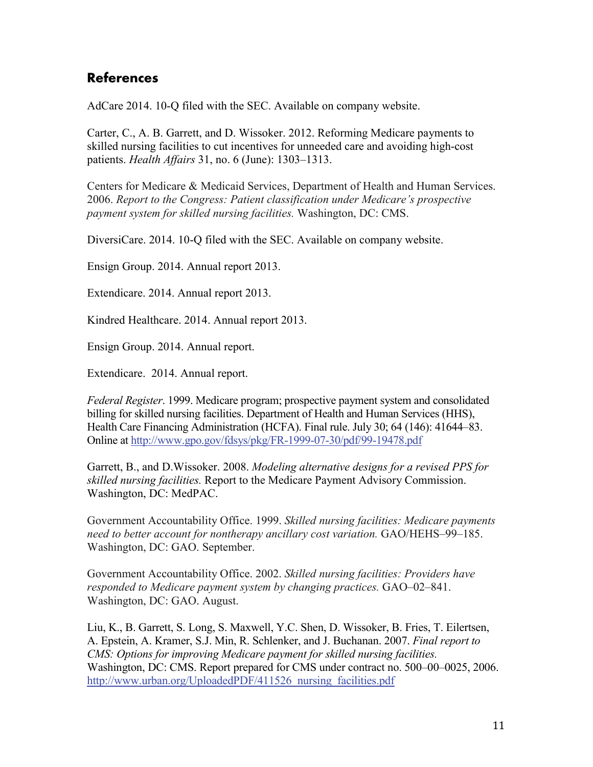## References

AdCare 2014. 10-Q filed with the SEC. Available on company website.

Carter, C., A. B. Garrett, and D. Wissoker. 2012. Reforming Medicare payments to skilled nursing facilities to cut incentives for unneeded care and avoiding high-cost patients. *Health Affairs* 31, no. 6 (June): 1303–1313.

Centers for Medicare & Medicaid Services, Department of Health and Human Services. 2006. *Report to the Congress: Patient classification under Medicare's prospective payment system for skilled nursing facilities.* Washington, DC: CMS.

DiversiCare. 2014. 10-Q filed with the SEC. Available on company website.

Ensign Group. 2014. Annual report 2013.

Extendicare. 2014. Annual report 2013.

Kindred Healthcare. 2014. Annual report 2013.

Ensign Group. 2014. Annual report.

Extendicare. 2014. Annual report.

*Federal Register*. 1999. Medicare program; prospective payment system and consolidated billing for skilled nursing facilities. Department of Health and Human Services (HHS), Health Care Financing Administration (HCFA). Final rule. July 30; 64 (146): 41644–83. Online at http://www.gpo.gov/fdsys/pkg/FR-1999-07-30/pdf/99-19478.pdf

Garrett, B., and D.Wissoker. 2008. *Modeling alternative designs for a revised PPS for skilled nursing facilities.* Report to the Medicare Payment Advisory Commission. Washington, DC: MedPAC.

Government Accountability Office. 1999. *Skilled nursing facilities: Medicare payments need to better account for nontherapy ancillary cost variation.* GAO/HEHS–99–185. Washington, DC: GAO. September.

Government Accountability Office. 2002. *Skilled nursing facilities: Providers have responded to Medicare payment system by changing practices.* GAO–02–841. Washington, DC: GAO. August.

Liu, K., B. Garrett, S. Long, S. Maxwell, Y.C. Shen, D. Wissoker, B. Fries, T. Eilertsen, A. Epstein, A. Kramer, S.J. Min, R. Schlenker, and J. Buchanan. 2007. *Final report to CMS: Options for improving Medicare payment for skilled nursing facilities.* Washington, DC: CMS. Report prepared for CMS under contract no. 500–00–0025, 2006. http://www.urban.org/UploadedPDF/411526_nursing_facilities.pdf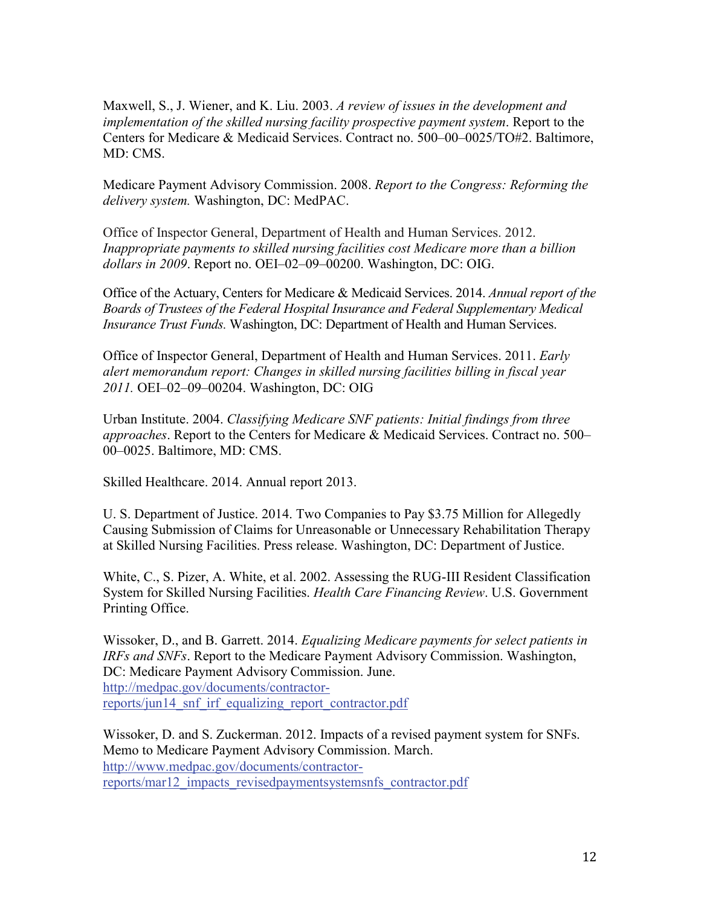Maxwell, S., J. Wiener, and K. Liu. 2003. *A review of issues in the development and implementation of the skilled nursing facility prospective payment system*. Report to the Centers for Medicare & Medicaid Services. Contract no. 500–00–0025/TO#2. Baltimore, MD: CMS.

Medicare Payment Advisory Commission. 2008. *Report to the Congress: Reforming the delivery system.* Washington, DC: MedPAC.

Office of Inspector General, Department of Health and Human Services. 2012. *Inappropriate payments to skilled nursing facilities cost Medicare more than a billion dollars in 2009*. Report no. OEI–02–09–00200. Washington, DC: OIG.

Office of the Actuary, Centers for Medicare & Medicaid Services. 2014. *Annual report of the Boards of Trustees of the Federal Hospital Insurance and Federal Supplementary Medical Insurance Trust Funds.* Washington, DC: Department of Health and Human Services.

Office of Inspector General, Department of Health and Human Services. 2011. *Early alert memorandum report: Changes in skilled nursing facilities billing in fiscal year 2011.* OEI–02–09–00204. Washington, DC: OIG

Urban Institute. 2004. *Classifying Medicare SNF patients: Initial findings from three approaches*. Report to the Centers for Medicare & Medicaid Services. Contract no. 500–00–0025. Baltimore, MD: CMS.

Skilled Healthcare. 2014. Annual report 2013.

U. S. Department of Justice. 2014. Two Companies to Pay $3.75 Million for Allegedly Causing Submission of Claims for Unreasonable or Unnecessary Rehabilitation Therapy at Skilled Nursing Facilities. Press release. Washington, DC: Department of Justice.

White, C., S. Pizer, A. White, et al. 2002. Assessing the RUG-III Resident Classification System for Skilled Nursing Facilities. *Health Care Financing Review*. U.S. Government Printing Office.

Wissoker, D., and B. Garrett. 2014. *Equalizing Medicare payments for select patients in IRFs and SNFs*. Report to the Medicare Payment Advisory Commission. Washington, DC: Medicare Payment Advisory Commission. June. http://medpac.gov/documents/contractor-reports/jun14_snf_irf_equalizing_report_contractor.pdf

Wissoker, D. and S. Zuckerman. 2012. Impacts of a revised payment system for SNFs. Memo to Medicare Payment Advisory Commission. March. http://www.medpac.gov/documents/contractor-reports/mar12_impacts_revisedpaymentsystemsnfs_contractor.pdf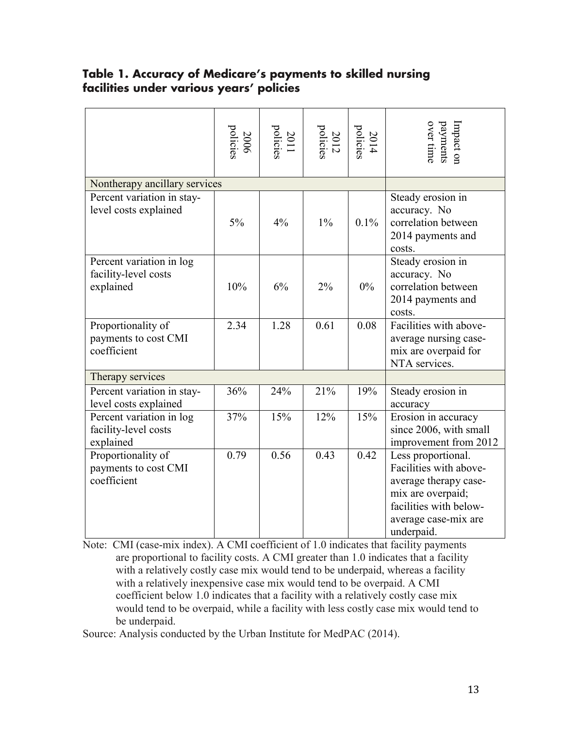**Table 1. Accuracy of Medicare's payments to skilled nursing facilities under various years' policies**

| | 2006 policies | 2011 policies | 2012 policies | 2014 policies | Impact on payments over time |
|---|---|---|---|---|---|
| Nontherapy ancillary services | | | | | |
| Percent variation in stay-level costs explained | 5% | 4% | 1% | 0.1% | Steady erosion in accuracy. No correlation between 2014 payments and costs. |
| Percent variation in log facility-level costs explained | 10% | 6% | 2% | 0% | Steady erosion in accuracy. No correlation between 2014 payments and costs. |
| Proportionality of payments to cost CMI coefficient | 2.34 | 1.28 | 0.61 | 0.08 | Facilities with above-average nursing case-mix are overpaid for NTA services. |
| Therapy services | | | | | |
| Percent variation in stay-level costs explained | 36% | 24% | 21% | 19% | Steady erosion in accuracy |
| Percent variation in log facility-level costs explained | 37% | 15% | 12% | 15% | Erosion in accuracy since 2006, with small improvement from 2012 |
| Proportionality of payments to cost CMI coefficient | 0.79 | 0.56 | 0.43 | 0.42 | Less proportional. Facilities with above-average therapy case-mix are overpaid; facilities with below-average case-mix are underpaid. |

Note: CMI (case-mix index). A CMI coefficient of 1.0 indicates that facility payments are proportional to facility costs. A CMI greater than 1.0 indicates that a facility with a relatively costly case mix would tend to be underpaid, whereas a facility with a relatively inexpensive case mix would tend to be overpaid. A CMI coefficient below 1.0 indicates that a facility with a relatively costly case mix would tend to be overpaid, while a facility with less costly case mix would tend to be underpaid.

Source: Analysis conducted by the Urban Institute for MedPAC (2014).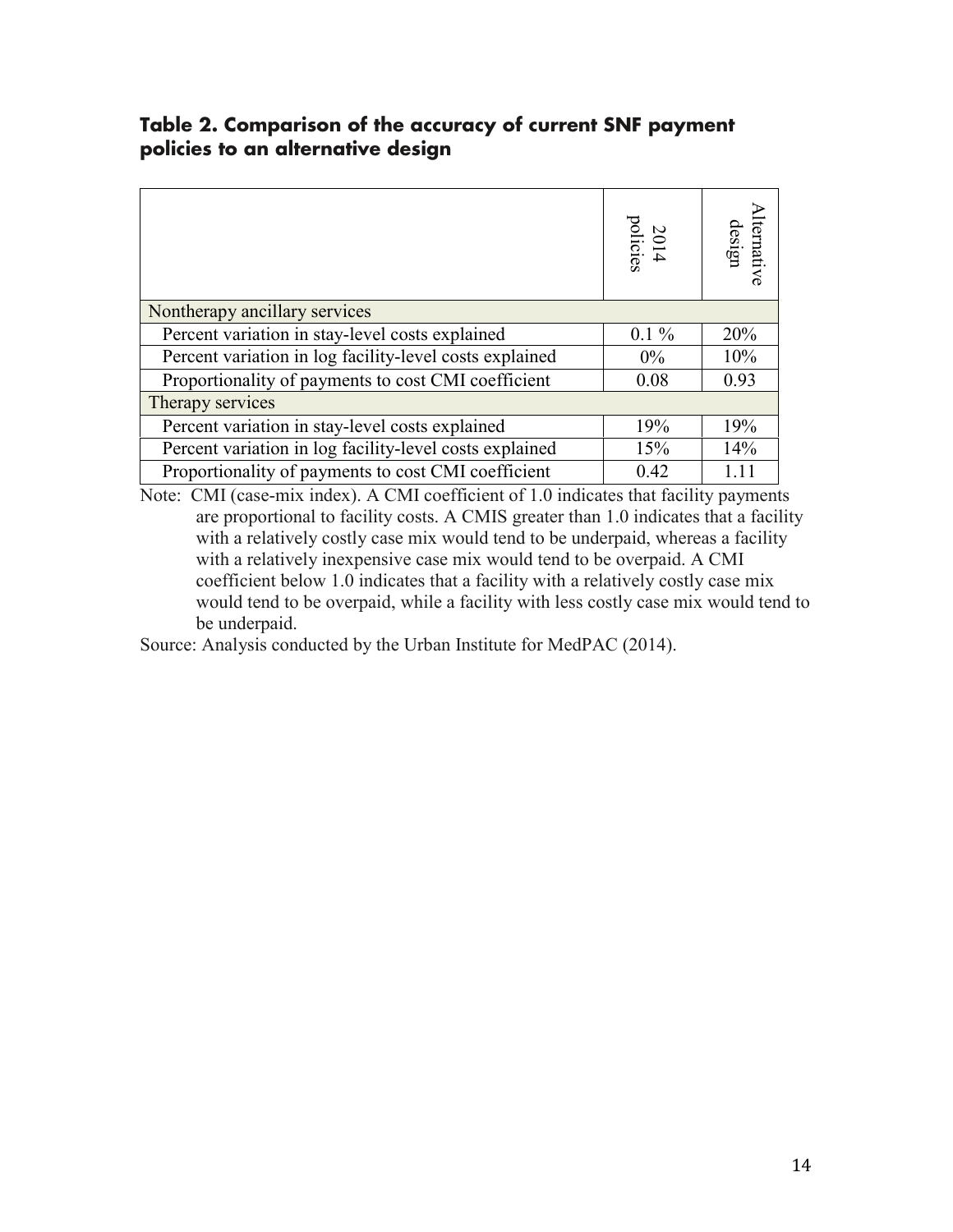### Table 2. Comparison of the accuracy of current SNF payment policies to an alternative design

| | 2014 policies | Alternative design |
|---|---|---|
| Nontherapy ancillary services | | |
| Percent variation in stay-level costs explained | 0.1 % | 20% |
| Percent variation in log facility-level costs explained | 0% | 10% |
| Proportionality of payments to cost CMI coefficient | 0.08 | 0.93 |
| Therapy services | | |
| Percent variation in stay-level costs explained | 19% | 19% |
| Percent variation in log facility-level costs explained | 15% | 14% |
| Proportionality of payments to cost CMI coefficient | 0.42 | 1.11 |

Note: CMI (case-mix index). A CMI coefficient of 1.0 indicates that facility payments are proportional to facility costs. A CMIS greater than 1.0 indicates that a facility with a relatively costly case mix would tend to be underpaid, whereas a facility with a relatively inexpensive case mix would tend to be overpaid. A CMI coefficient below 1.0 indicates that a facility with a relatively costly case mix would tend to be overpaid, while a facility with less costly case mix would tend to be underpaid.

Source: Analysis conducted by the Urban Institute for MedPAC (2014).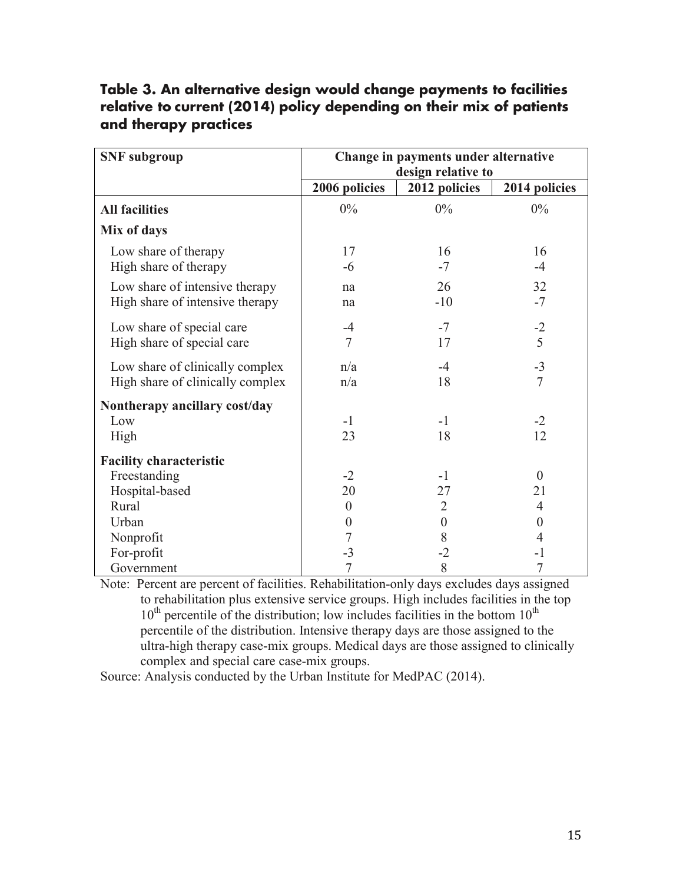**Table 3. An alternative design would change payments to facilities relative to current (2014) policy depending on their mix of patients and therapy practices**

| SNF subgroup | Change in payments under alternative design relative to | | |
|---|---|---|---|
| | 2006 policies | 2012 policies | 2014 policies |
| **All facilities** | 0% | 0% | 0% |
| **Mix of days** | | | |
| Low share of therapy | 17 | 16 | 16 |
| High share of therapy | -6 | -7 | -4 |
| Low share of intensive therapy | na | 26 | 32 |
| High share of intensive therapy | na | -10 | -7 |
| Low share of special care | -4 | -7 | -2 |
| High share of special care | 7 | 17 | 5 |
| Low share of clinically complex | n/a | -4 | -3 |
| High share of clinically complex | n/a | 18 | 7 |
| **Nontherapy ancillary cost/day** | | | |
| Low | -1 | -1 | -2 |
| High | 23 | 18 | 12 |
| **Facility characteristic** | | | |
| Freestanding | -2 | -1 | 0 |
| Hospital-based | 20 | 27 | 21 |
| Rural | 0 | 2 | 4 |
| Urban | 0 | 0 | 0 |
| Nonprofit | 7 | 8 | 4 |
| For-profit | -3 | -2 | -1 |
| Government | 7 | 8 | 7 |

Note: Percent are percent of facilities. Rehabilitation-only days excludes days assigned to rehabilitation plus extensive service groups. High includes facilities in the top $10^{th}$ percentile of the distribution; low includes facilities in the bottom $10^{th}$ percentile of the distribution. Intensive therapy days are those assigned to the ultra-high therapy case-mix groups. Medical days are those assigned to clinically complex and special care case-mix groups.

Source: Analysis conducted by the Urban Institute for MedPAC (2014).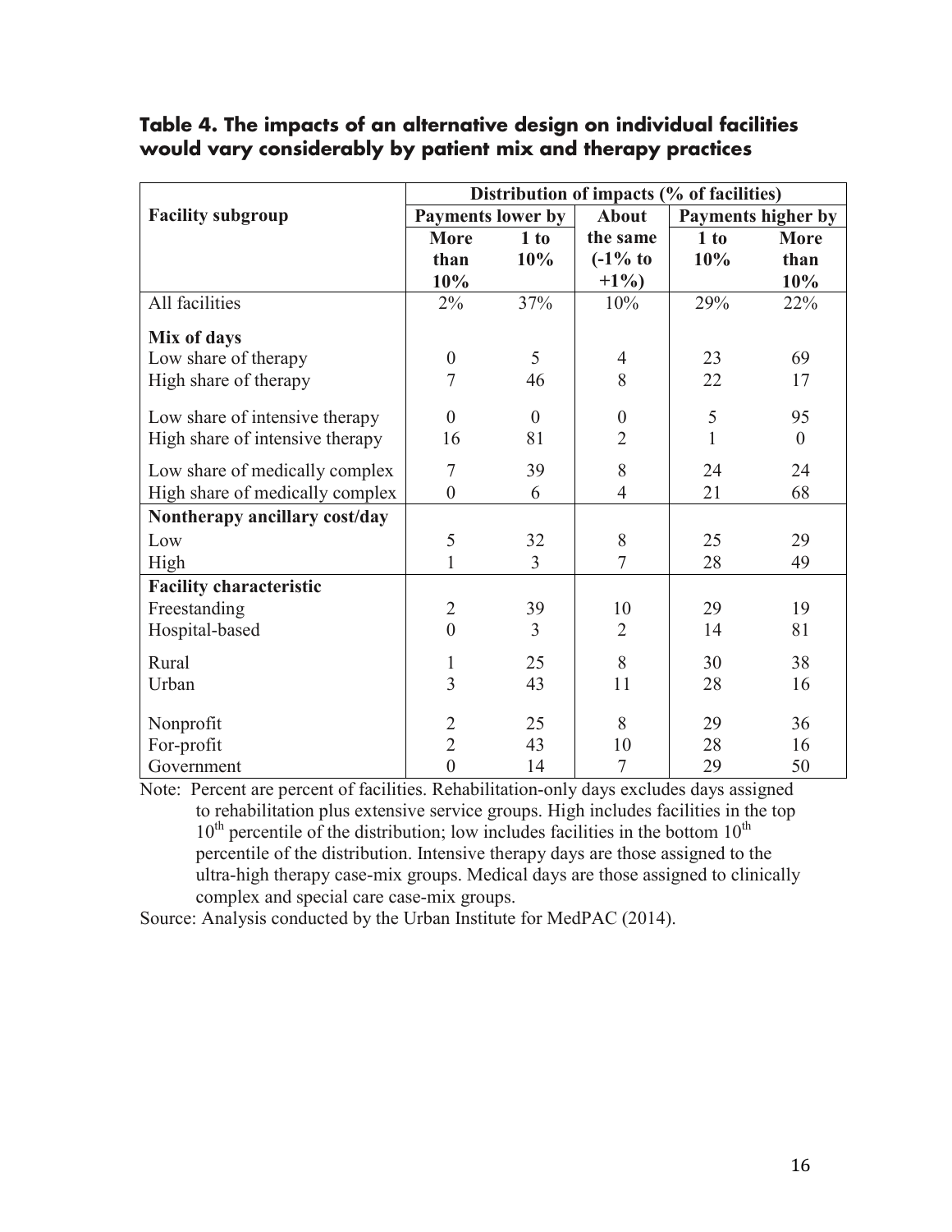**Table 4. The impacts of an alternative design on individual facilities would vary considerably by patient mix and therapy practices**

| Facility subgroup | Distribution of impacts (% of facilities) | | | | |
|---|---|---|---|---|---|
| | Payments lower by | | About | Payments higher by | |
| | More than 10% | 1 to 10% | the same (-1% to +1%) | 1 to 10% | More than 10% |
| All facilities | 2% | 37% | 10% | 29% | 22% |
| **Mix of days** | | | | | |
| Low share of therapy | 0 | 5 | 4 | 23 | 69 |
| High share of therapy | 7 | 46 | 8 | 22 | 17 |
| Low share of intensive therapy | 0 | 0 | 0 | 5 | 95 |
| High share of intensive therapy | 16 | 81 | 2 | 1 | 0 |
| Low share of medically complex | 7 | 39 | 8 | 24 | 24 |
| High share of medically complex | 0 | 6 | 4 | 21 | 68 |
| **Nontherapy ancillary cost/day** | | | | | |
| Low | 5 | 32 | 8 | 25 | 29 |
| High | 1 | 3 | 7 | 28 | 49 |
| **Facility characteristic** | | | | | |
| Freestanding | 2 | 39 | 10 | 29 | 19 |
| Hospital-based | 0 | 3 | 2 | 14 | 81 |
| Rural | 1 | 25 | 8 | 30 | 38 |
| Urban | 3 | 43 | 11 | 28 | 16 |
| Nonprofit | 2 | 25 | 8 | 29 | 36 |
| For-profit | 2 | 43 | 10 | 28 | 16 |
| Government | 0 | 14 | 7 | 29 | 50 |

Note: Percent are percent of facilities. Rehabilitation-only days excludes days assigned to rehabilitation plus extensive service groups. High includes facilities in the top 10th percentile of the distribution; low includes facilities in the bottom 10th percentile of the distribution. Intensive therapy days are those assigned to the ultra-high therapy case-mix groups. Medical days are those assigned to clinically complex and special care case-mix groups.

Source: Analysis conducted by the Urban Institute for MedPAC (2014).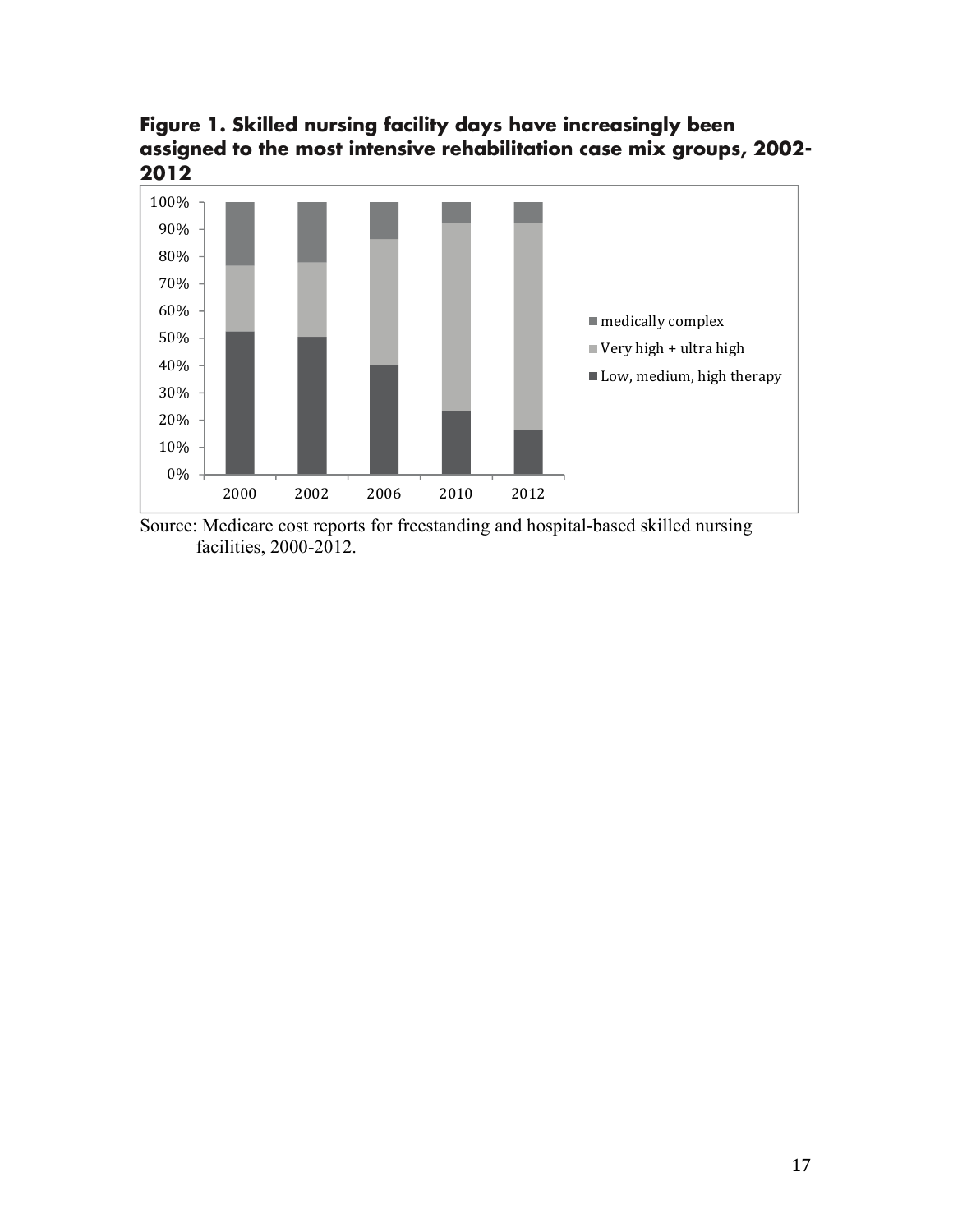**Figure 1. Skilled nursing facility days have increasingly been assigned to the most intensive rehabilitation case mix groups, 2002-2012**

Source: Medicare cost reports for freestanding and hospital-based skilled nursing facilities, 2000-2012.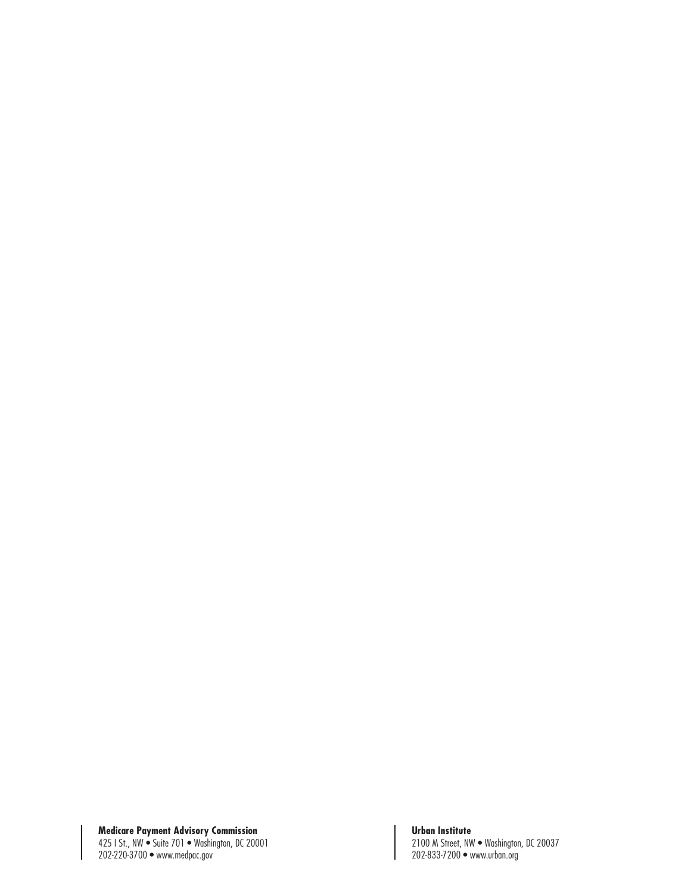**Medicare Payment Advisory Commission**
425 I St., NW • Suite 701 • Washington, DC 20001
202-220-3700 • www.medpac.gov

**Urban Institute**
2100 M Street, NW • Washington, DC 20037
202-833-7200 • www.urban.org